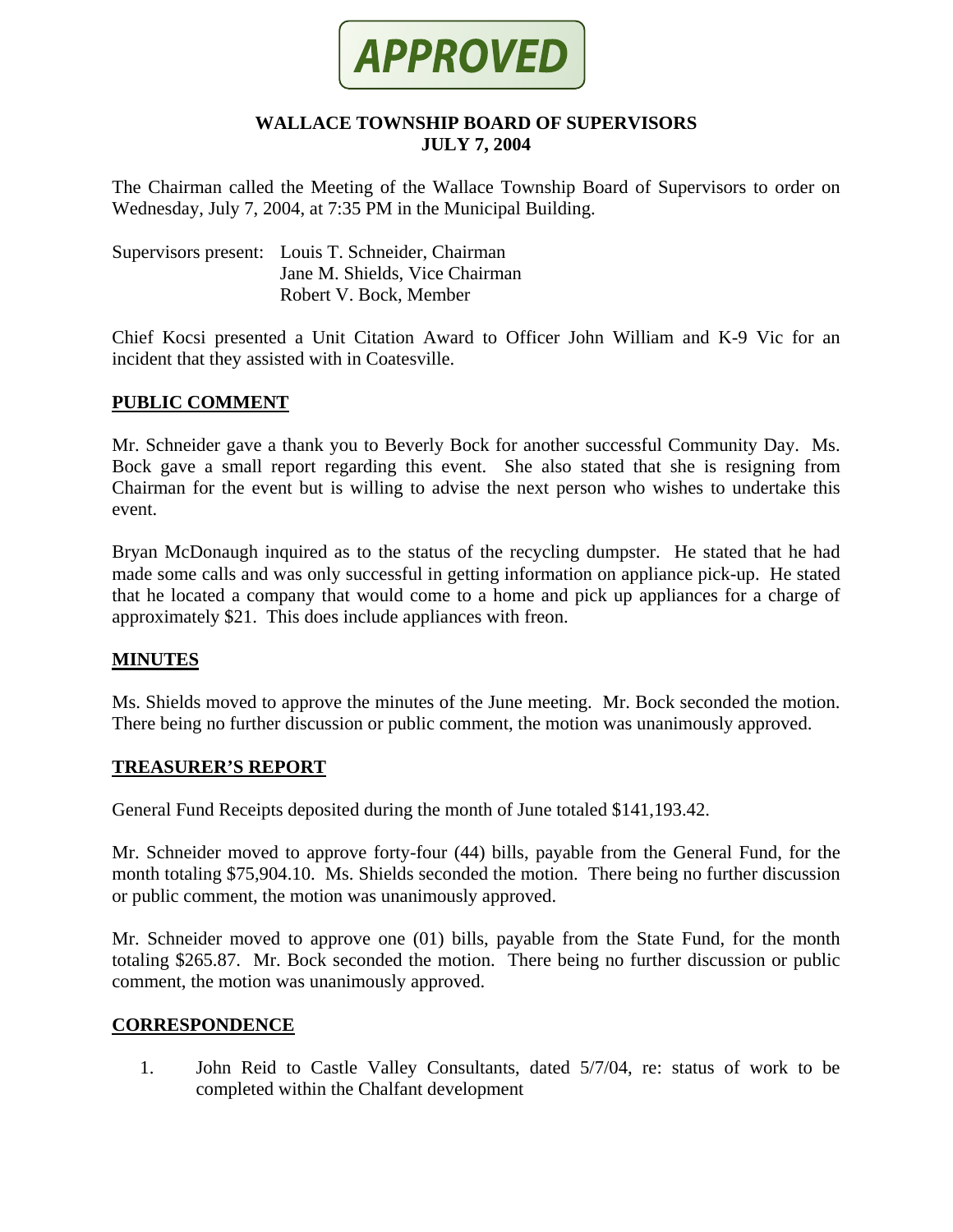**APPROVED**

# WALLACE TOWNSHIP BOARD OF SUPERVISORS
## JULY 7, 2004

The Chairman called the Meeting of the Wallace Township Board of Supervisors to order on Wednesday, July 7, 2004, at 7:35 PM in the Municipal Building.

Supervisors present: Louis T. Schneider, Chairman
Jane M. Shields, Vice Chairman
Robert V. Bock, Member

Chief Kocsi presented a Unit Citation Award to Officer John William and K-9 Vic for an incident that they assisted with in Coatesville.

## PUBLIC COMMENT

Mr. Schneider gave a thank you to Beverly Bock for another successful Community Day. Ms. Bock gave a small report regarding this event. She also stated that she is resigning from Chairman for the event but is willing to advise the next person who wishes to undertake this event.

Bryan McDonaugh inquired as to the status of the recycling dumpster. He stated that he had made some calls and was only successful in getting information on appliance pick-up. He stated that he located a company that would come to a home and pick up appliances for a charge of approximately $21. This does include appliances with freon.

## MINUTES

Ms. Shields moved to approve the minutes of the June meeting. Mr. Bock seconded the motion. There being no further discussion or public comment, the motion was unanimously approved.

## TREASURER'S REPORT

General Fund Receipts deposited during the month of June totaled $141,193.42.

Mr. Schneider moved to approve forty-four (44) bills, payable from the General Fund, for the month totaling $75,904.10. Ms. Shields seconded the motion. There being no further discussion or public comment, the motion was unanimously approved.

Mr. Schneider moved to approve one (01) bills, payable from the State Fund, for the month totaling $265.87. Mr. Bock seconded the motion. There being no further discussion or public comment, the motion was unanimously approved.

## CORRESPONDENCE

1. John Reid to Castle Valley Consultants, dated 5/7/04, re: status of work to be completed within the Chalfant development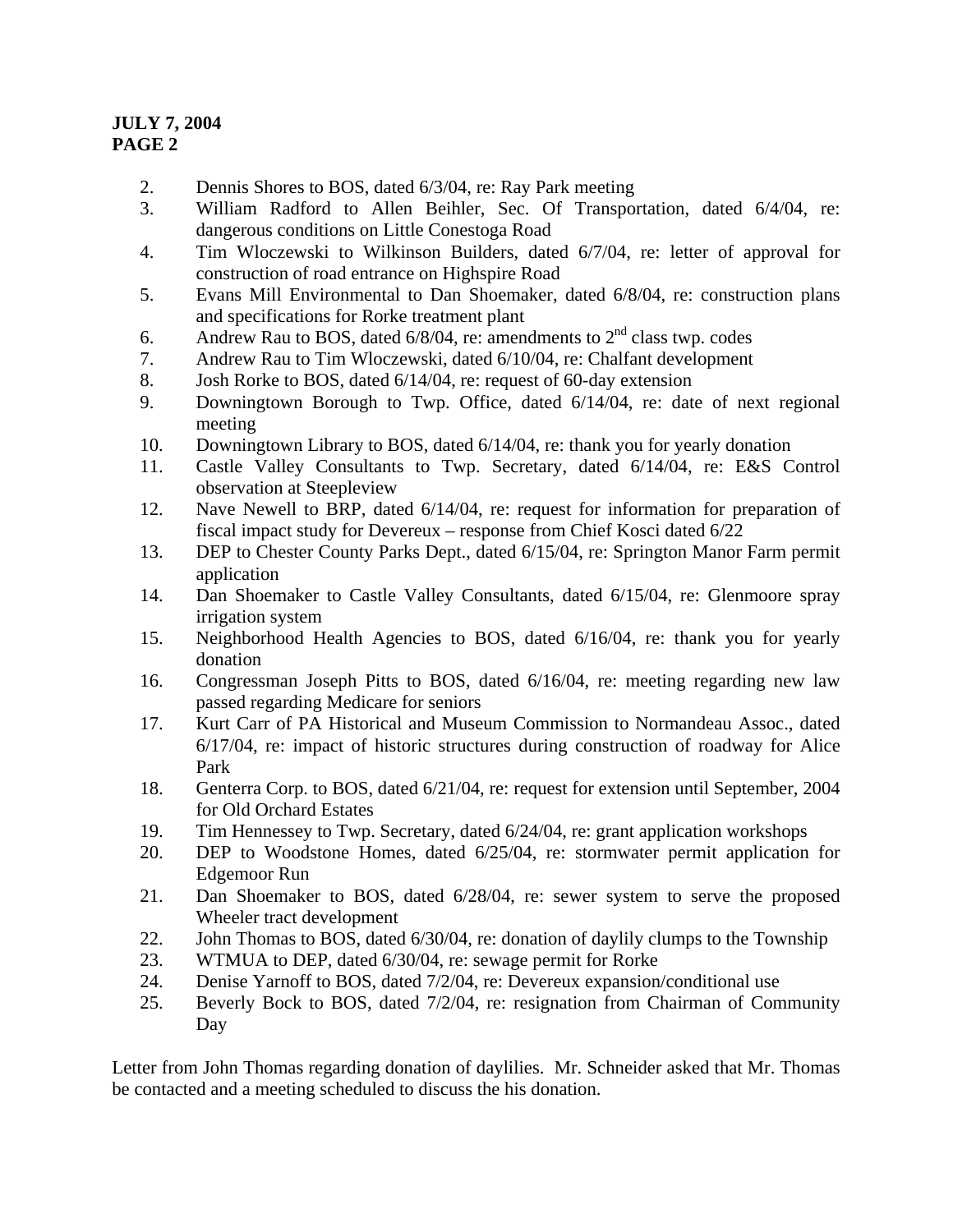2. Dennis Shores to BOS, dated 6/3/04, re: Ray Park meeting
3. William Radford to Allen Beihler, Sec. Of Transportation, dated 6/4/04, re: dangerous conditions on Little Conestoga Road
4. Tim Wloczewski to Wilkinson Builders, dated 6/7/04, re: letter of approval for construction of road entrance on Highspire Road
5. Evans Mill Environmental to Dan Shoemaker, dated 6/8/04, re: construction plans and specifications for Rorke treatment plant
6. Andrew Rau to BOS, dated 6/8/04, re: amendments to 2nd class twp. codes
7. Andrew Rau to Tim Wloczewski, dated 6/10/04, re: Chalfant development
8. Josh Rorke to BOS, dated 6/14/04, re: request of 60-day extension
9. Downingtown Borough to Twp. Office, dated 6/14/04, re: date of next regional meeting
10. Downingtown Library to BOS, dated 6/14/04, re: thank you for yearly donation
11. Castle Valley Consultants to Twp. Secretary, dated 6/14/04, re: E&S Control observation at Steepleview
12. Nave Newell to BRP, dated 6/14/04, re: request for information for preparation of fiscal impact study for Devereux – response from Chief Kosci dated 6/22
13. DEP to Chester County Parks Dept., dated 6/15/04, re: Springton Manor Farm permit application
14. Dan Shoemaker to Castle Valley Consultants, dated 6/15/04, re: Glenmoore spray irrigation system
15. Neighborhood Health Agencies to BOS, dated 6/16/04, re: thank you for yearly donation
16. Congressman Joseph Pitts to BOS, dated 6/16/04, re: meeting regarding new law passed regarding Medicare for seniors
17. Kurt Carr of PA Historical and Museum Commission to Normandeau Assoc., dated 6/17/04, re: impact of historic structures during construction of roadway for Alice Park
18. Genterra Corp. to BOS, dated 6/21/04, re: request for extension until September, 2004 for Old Orchard Estates
19. Tim Hennessey to Twp. Secretary, dated 6/24/04, re: grant application workshops
20. DEP to Woodstone Homes, dated 6/25/04, re: stormwater permit application for Edgemoor Run
21. Dan Shoemaker to BOS, dated 6/28/04, re: sewer system to serve the proposed Wheeler tract development
22. John Thomas to BOS, dated 6/30/04, re: donation of daylily clumps to the Township
23. WTMUA to DEP, dated 6/30/04, re: sewage permit for Rorke
24. Denise Yarnoff to BOS, dated 7/2/04, re: Devereux expansion/conditional use
25. Beverly Bock to BOS, dated 7/2/04, re: resignation from Chairman of Community Day

Letter from John Thomas regarding donation of daylilies. Mr. Schneider asked that Mr. Thomas be contacted and a meeting scheduled to discuss the his donation.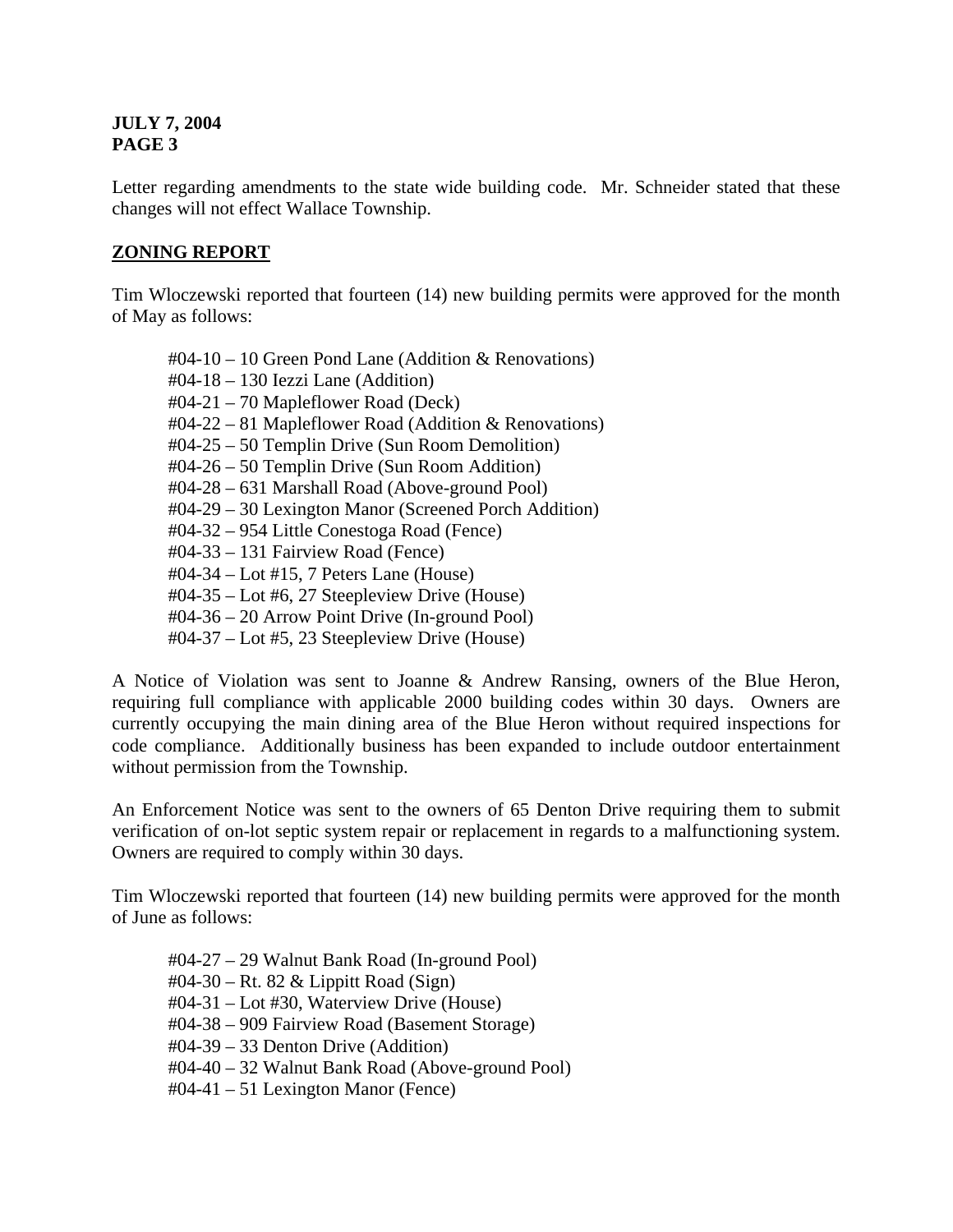**JULY 7, 2004**
**PAGE 3**

Letter regarding amendments to the state wide building code. Mr. Schneider stated that these changes will not effect Wallace Township.

## ZONING REPORT

Tim Wloczewski reported that fourteen (14) new building permits were approved for the month of May as follows:

#04-10 – 10 Green Pond Lane (Addition & Renovations)
#04-18 – 130 Iezzi Lane (Addition)
#04-21 – 70 Mapleflower Road (Deck)
#04-22 – 81 Mapleflower Road (Addition & Renovations)
#04-25 – 50 Templin Drive (Sun Room Demolition)
#04-26 – 50 Templin Drive (Sun Room Addition)
#04-28 – 631 Marshall Road (Above-ground Pool)
#04-29 – 30 Lexington Manor (Screened Porch Addition)
#04-32 – 954 Little Conestoga Road (Fence)
#04-33 – 131 Fairview Road (Fence)
#04-34 – Lot #15, 7 Peters Lane (House)
#04-35 – Lot #6, 27 Steepleview Drive (House)
#04-36 – 20 Arrow Point Drive (In-ground Pool)
#04-37 – Lot #5, 23 Steepleview Drive (House)

A Notice of Violation was sent to Joanne & Andrew Ransing, owners of the Blue Heron, requiring full compliance with applicable 2000 building codes within 30 days. Owners are currently occupying the main dining area of the Blue Heron without required inspections for code compliance. Additionally business has been expanded to include outdoor entertainment without permission from the Township.

An Enforcement Notice was sent to the owners of 65 Denton Drive requiring them to submit verification of on-lot septic system repair or replacement in regards to a malfunctioning system. Owners are required to comply within 30 days.

Tim Wloczewski reported that fourteen (14) new building permits were approved for the month of June as follows:

#04-27 – 29 Walnut Bank Road (In-ground Pool)
#04-30 – Rt. 82 & Lippitt Road (Sign)
#04-31 – Lot #30, Waterview Drive (House)
#04-38 – 909 Fairview Road (Basement Storage)
#04-39 – 33 Denton Drive (Addition)
#04-40 – 32 Walnut Bank Road (Above-ground Pool)
#04-41 – 51 Lexington Manor (Fence)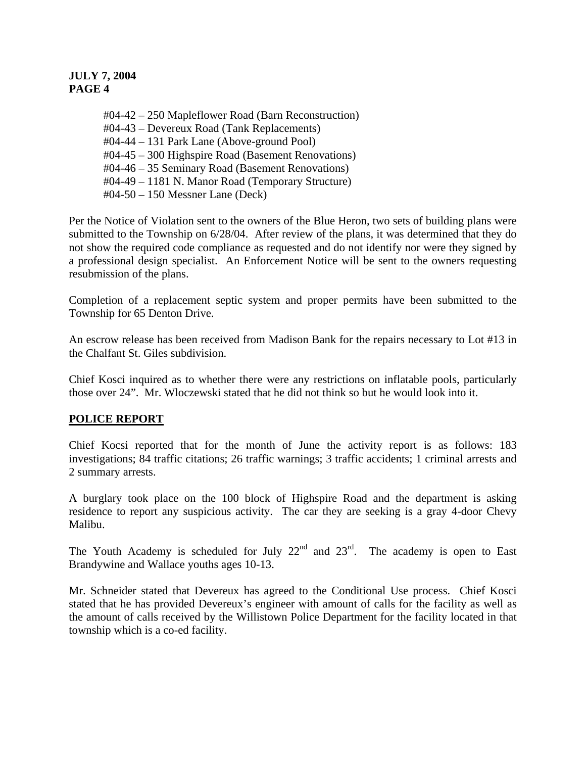#04-42 – 250 Mapleflower Road (Barn Reconstruction)
#04-43 – Devereux Road (Tank Replacements)
#04-44 – 131 Park Lane (Above-ground Pool)
#04-45 – 300 Highspire Road (Basement Renovations)
#04-46 – 35 Seminary Road (Basement Renovations)
#04-49 – 1181 N. Manor Road (Temporary Structure)
#04-50 – 150 Messner Lane (Deck)

Per the Notice of Violation sent to the owners of the Blue Heron, two sets of building plans were submitted to the Township on 6/28/04. After review of the plans, it was determined that they do not show the required code compliance as requested and do not identify nor were they signed by a professional design specialist. An Enforcement Notice will be sent to the owners requesting resubmission of the plans.

Completion of a replacement septic system and proper permits have been submitted to the Township for 65 Denton Drive.

An escrow release has been received from Madison Bank for the repairs necessary to Lot #13 in the Chalfant St. Giles subdivision.

Chief Kosci inquired as to whether there were any restrictions on inflatable pools, particularly those over 24". Mr. Wloczewski stated that he did not think so but he would look into it.

## POLICE REPORT

Chief Kocsi reported that for the month of June the activity report is as follows: 183 investigations; 84 traffic citations; 26 traffic warnings; 3 traffic accidents; 1 criminal arrests and 2 summary arrests.

A burglary took place on the 100 block of Highspire Road and the department is asking residence to report any suspicious activity. The car they are seeking is a gray 4-door Chevy Malibu.

The Youth Academy is scheduled for July 22nd and 23rd. The academy is open to East Brandywine and Wallace youths ages 10-13.

Mr. Schneider stated that Devereux has agreed to the Conditional Use process. Chief Kosci stated that he has provided Devereux's engineer with amount of calls for the facility as well as the amount of calls received by the Willistown Police Department for the facility located in that township which is a co-ed facility.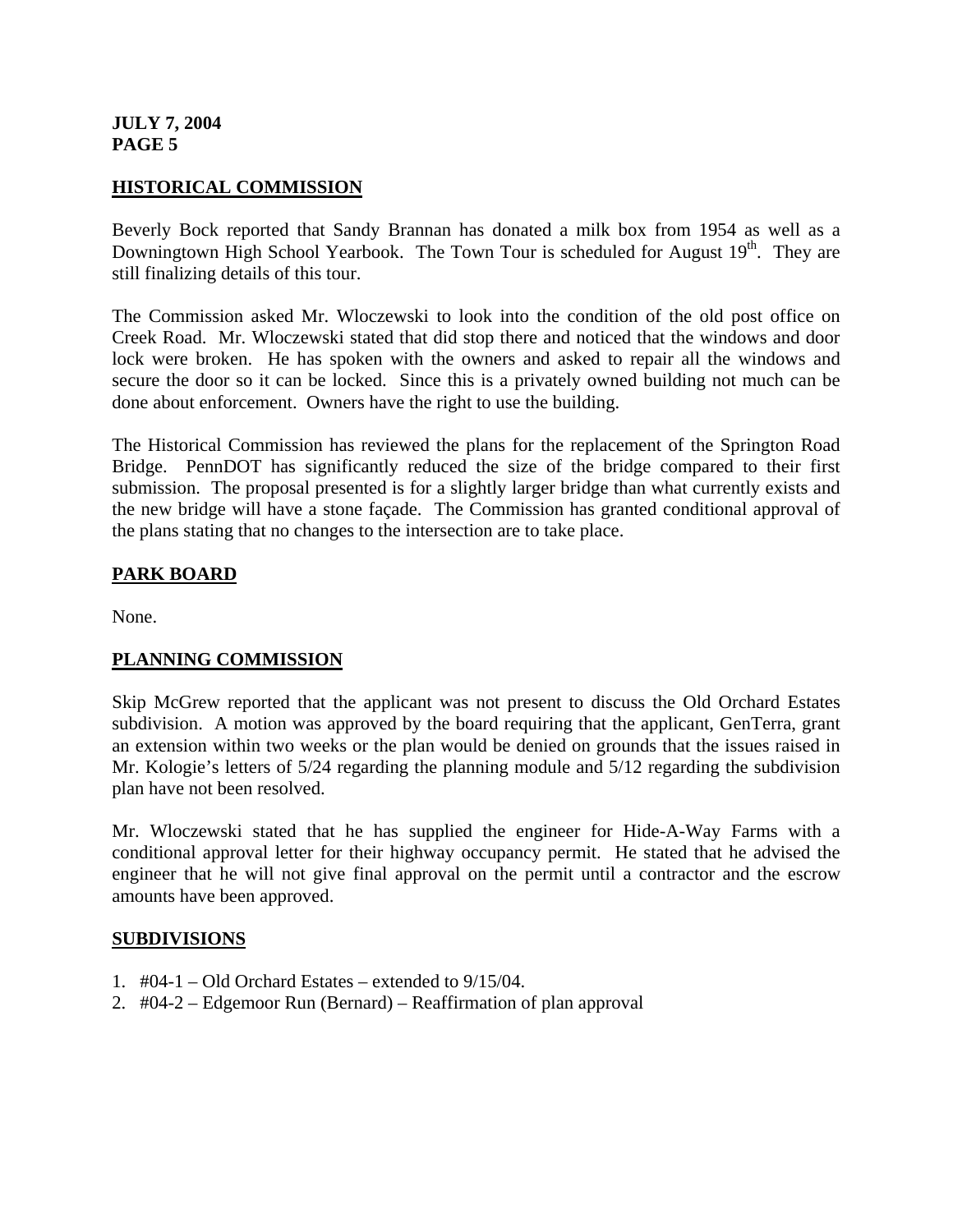## HISTORICAL COMMISSION

Beverly Bock reported that Sandy Brannan has donated a milk box from 1954 as well as a Downingtown High School Yearbook. The Town Tour is scheduled for August 19th. They are still finalizing details of this tour.

The Commission asked Mr. Wloczewski to look into the condition of the old post office on Creek Road. Mr. Wloczewski stated that did stop there and noticed that the windows and door lock were broken. He has spoken with the owners and asked to repair all the windows and secure the door so it can be locked. Since this is a privately owned building not much can be done about enforcement. Owners have the right to use the building.

The Historical Commission has reviewed the plans for the replacement of the Springton Road Bridge. PennDOT has significantly reduced the size of the bridge compared to their first submission. The proposal presented is for a slightly larger bridge than what currently exists and the new bridge will have a stone façade. The Commission has granted conditional approval of the plans stating that no changes to the intersection are to take place.

## PARK BOARD

None.

## PLANNING COMMISSION

Skip McGrew reported that the applicant was not present to discuss the Old Orchard Estates subdivision. A motion was approved by the board requiring that the applicant, GenTerra, grant an extension within two weeks or the plan would be denied on grounds that the issues raised in Mr. Kologie's letters of 5/24 regarding the planning module and 5/12 regarding the subdivision plan have not been resolved.

Mr. Wloczewski stated that he has supplied the engineer for Hide-A-Way Farms with a conditional approval letter for their highway occupancy permit. He stated that he advised the engineer that he will not give final approval on the permit until a contractor and the escrow amounts have been approved.

## SUBDIVISIONS

1. #04-1 – Old Orchard Estates – extended to 9/15/04.
2. #04-2 – Edgemoor Run (Bernard) – Reaffirmation of plan approval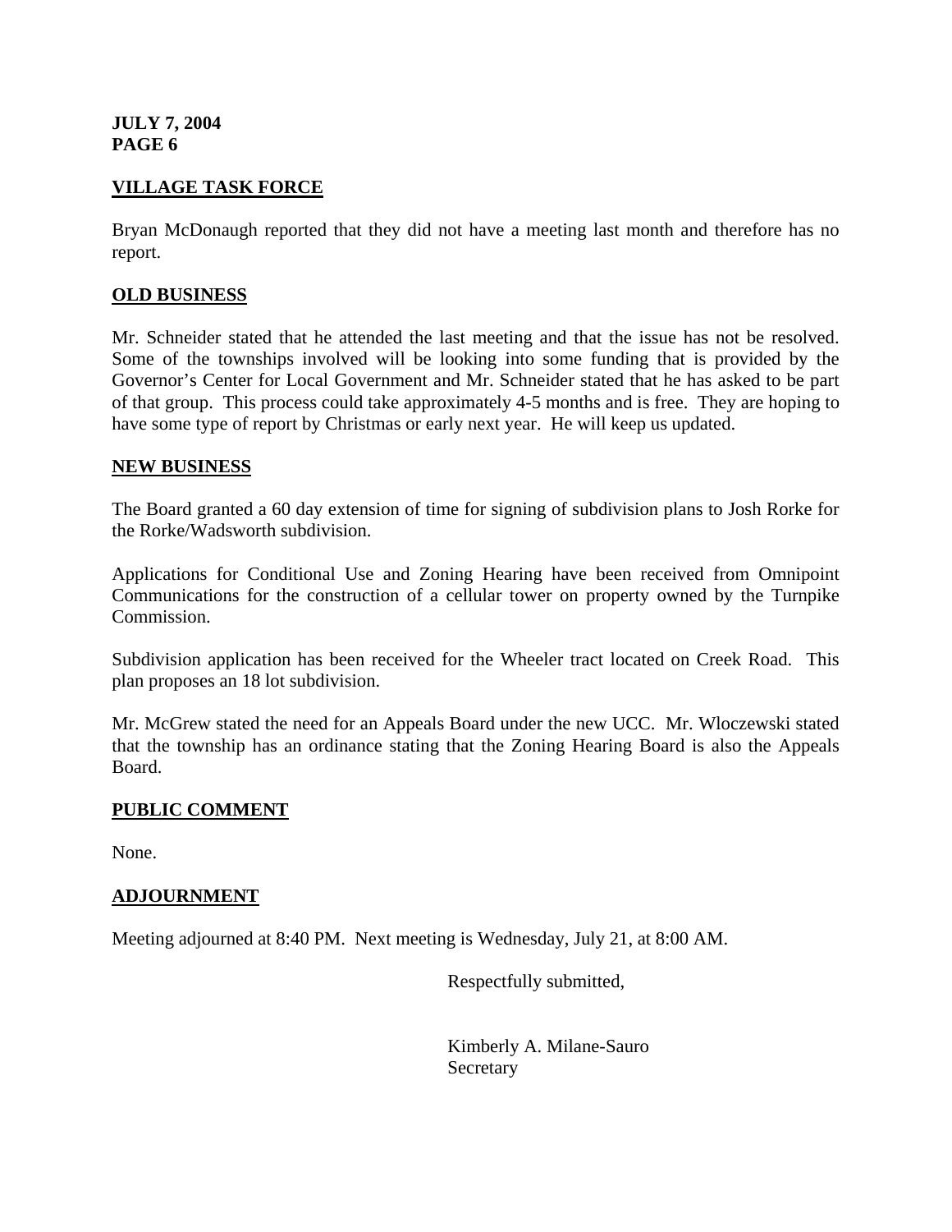## VILLAGE TASK FORCE

Bryan McDonaugh reported that they did not have a meeting last month and therefore has no report.

## OLD BUSINESS

Mr. Schneider stated that he attended the last meeting and that the issue has not be resolved. Some of the townships involved will be looking into some funding that is provided by the Governor's Center for Local Government and Mr. Schneider stated that he has asked to be part of that group. This process could take approximately 4-5 months and is free. They are hoping to have some type of report by Christmas or early next year. He will keep us updated.

## NEW BUSINESS

The Board granted a 60 day extension of time for signing of subdivision plans to Josh Rorke for the Rorke/Wadsworth subdivision.

Applications for Conditional Use and Zoning Hearing have been received from Omnipoint Communications for the construction of a cellular tower on property owned by the Turnpike Commission.

Subdivision application has been received for the Wheeler tract located on Creek Road. This plan proposes an 18 lot subdivision.

Mr. McGrew stated the need for an Appeals Board under the new UCC. Mr. Wloczewski stated that the township has an ordinance stating that the Zoning Hearing Board is also the Appeals Board.

## PUBLIC COMMENT

None.

## ADJOURNMENT

Meeting adjourned at 8:40 PM. Next meeting is Wednesday, July 21, at 8:00 AM.

Respectfully submitted,

Kimberly A. Milane-Sauro
Secretary